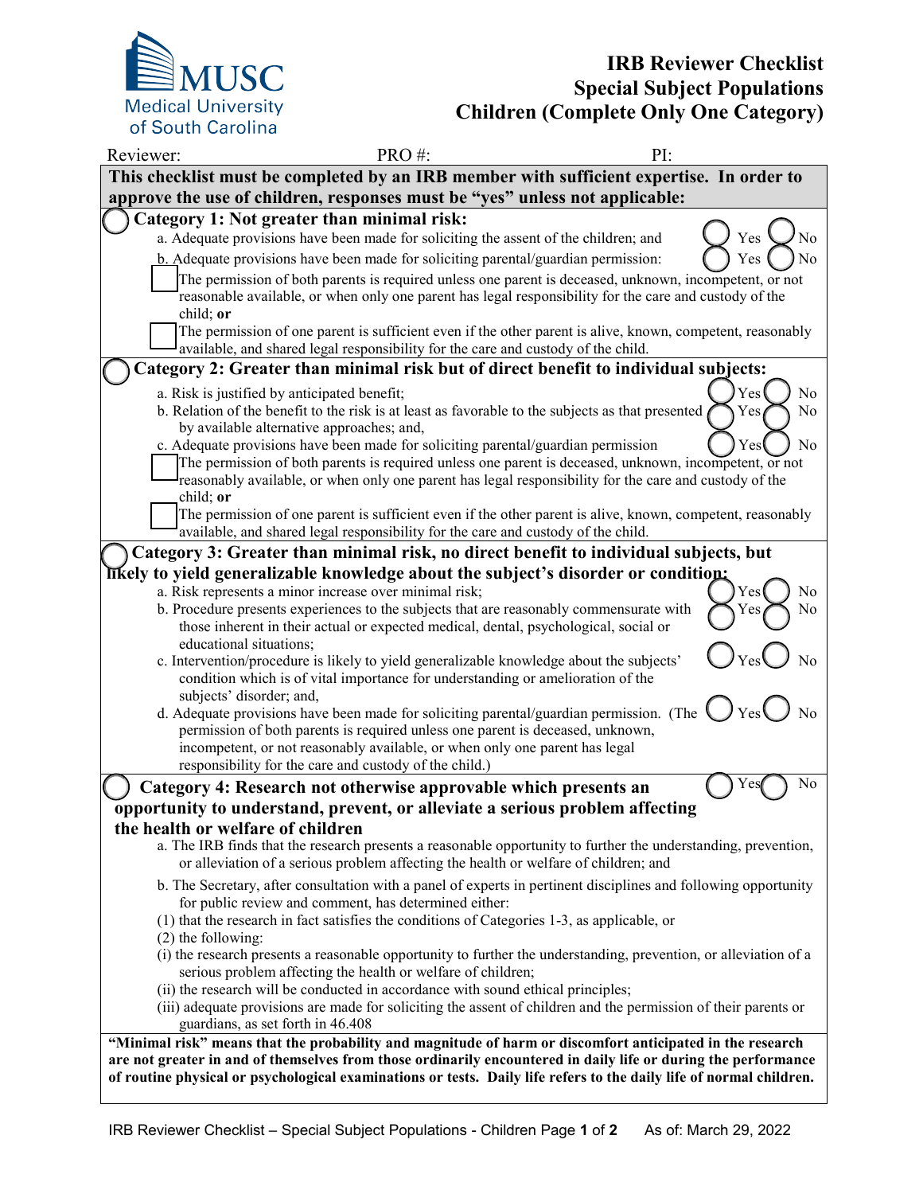MUSC Medical University of South Carolina

# IRB Reviewer Checklist
# Special Subject Populations
# Children (Complete Only One Category)

Reviewer: PRO #: PI:

**This checklist must be completed by an IRB member with sufficient expertise. In order to approve the use of children, responses must be "yes" unless not applicable:**

◯ **Category 1: Not greater than minimal risk:**

a. Adequate provisions have been made for soliciting the assent of the children; and ◯ Yes ◯ No

b. Adequate provisions have been made for soliciting parental/guardian permission: ◯ Yes ◯ No

☐ The permission of both parents is required unless one parent is deceased, unknown, incompetent, or not reasonable available, or when only one parent has legal responsibility for the care and custody of the child; **or**

☐ The permission of one parent is sufficient even if the other parent is alive, known, competent, reasonably available, and shared legal responsibility for the care and custody of the child.

◯ **Category 2: Greater than minimal risk but of direct benefit to individual subjects:**

a. Risk is justified by anticipated benefit; ◯ Yes ◯ No

b. Relation of the benefit to the risk is at least as favorable to the subjects as that presented by available alternative approaches; and, ◯ Yes ◯ No

c. Adequate provisions have been made for soliciting parental/guardian permission ◯ Yes ◯ No

☐ The permission of both parents is required unless one parent is deceased, unknown, incompetent, or not reasonably available, or when only one parent has legal responsibility for the care and custody of the child; **or**

☐ The permission of one parent is sufficient even if the other parent is alive, known, competent, reasonably available, and shared legal responsibility for the care and custody of the child.

◯ **Category 3: Greater than minimal risk, no direct benefit to individual subjects, but likely to yield generalizable knowledge about the subject's disorder or condition:**

a. Risk represents a minor increase over minimal risk; ◯ Yes ◯ No

b. Procedure presents experiences to the subjects that are reasonably commensurate with those inherent in their actual or expected medical, dental, psychological, social or educational situations; ◯ Yes ◯ No

c. Intervention/procedure is likely to yield generalizable knowledge about the subjects' condition which is of vital importance for understanding or amelioration of the subjects' disorder; and, ◯ Yes ◯ No

d. Adequate provisions have been made for soliciting parental/guardian permission. (The permission of both parents is required unless one parent is deceased, unknown, incompetent, or not reasonably available, or when only one parent has legal responsibility for the care and custody of the child.) ◯ Yes ◯ No

◯ **Category 4: Research not otherwise approvable which presents an opportunity to understand, prevent, or alleviate a serious problem affecting the health or welfare of children** ◯ Yes ◯ No

a. The IRB finds that the research presents a reasonable opportunity to further the understanding, prevention, or alleviation of a serious problem affecting the health or welfare of children; and

b. The Secretary, after consultation with a panel of experts in pertinent disciplines and following opportunity for public review and comment, has determined either:

(1) that the research in fact satisfies the conditions of Categories 1-3, as applicable, or

(2) the following:

(i) the research presents a reasonable opportunity to further the understanding, prevention, or alleviation of a serious problem affecting the health or welfare of children;

(ii) the research will be conducted in accordance with sound ethical principles;

(iii) adequate provisions are made for soliciting the assent of children and the permission of their parents or guardians, as set forth in 46.408

**"Minimal risk" means that the probability and magnitude of harm or discomfort anticipated in the research are not greater in and of themselves from those ordinarily encountered in daily life or during the performance of routine physical or psychological examinations or tests. Daily life refers to the daily life of normal children.**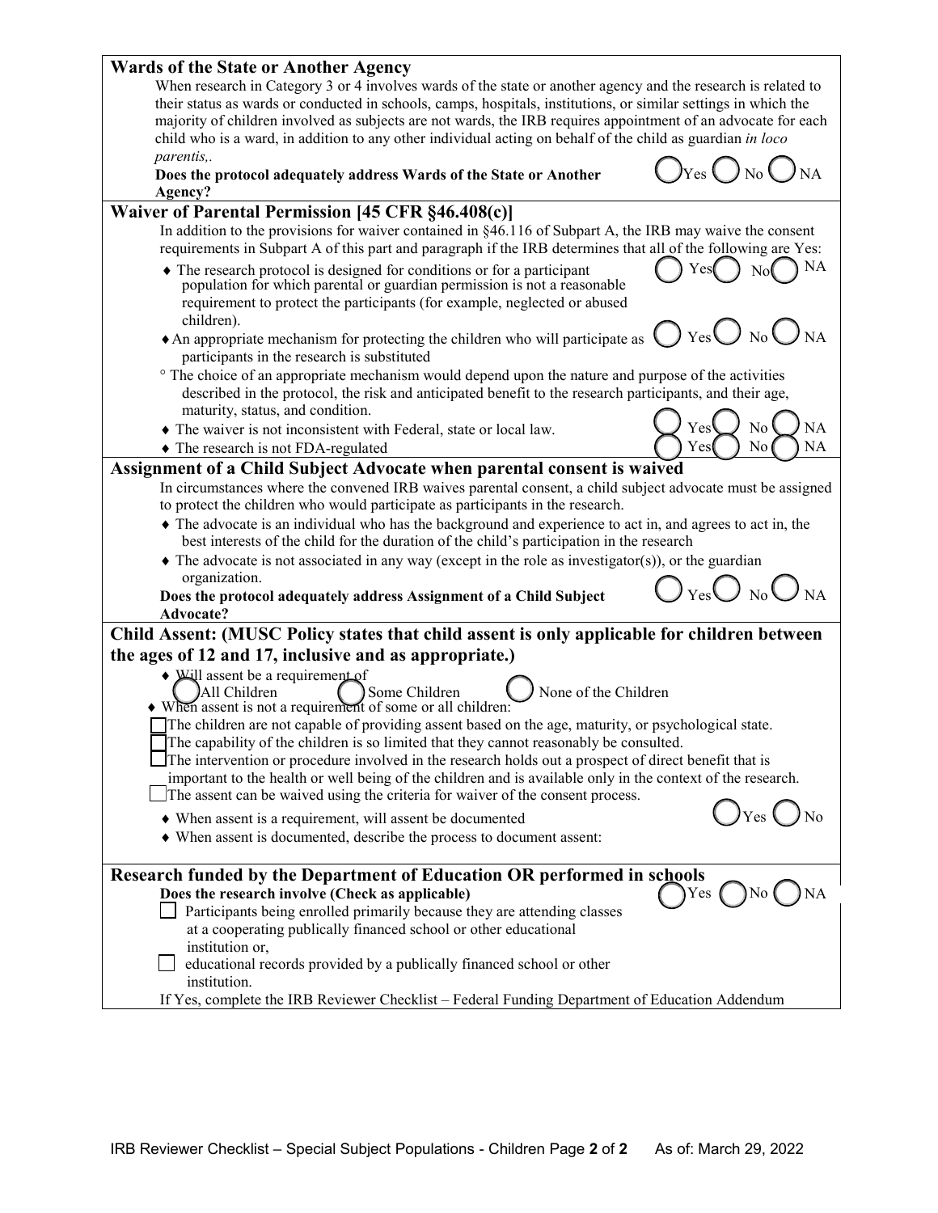### Wards of the State or Another Agency

When research in Category 3 or 4 involves wards of the state or another agency and the research is related to their status as wards or conducted in schools, camps, hospitals, institutions, or similar settings in which the majority of children involved as subjects are not wards, the IRB requires appointment of an advocate for each child who is a ward, in addition to any other individual acting on behalf of the child as guardian *in loco parentis,*.

**Does the protocol adequately address Wards of the State or Another Agency?** ◯ Yes ◯ No ◯ NA

### Waiver of Parental Permission [45 CFR §46.408(c)]

In addition to the provisions for waiver contained in §46.116 of Subpart A, the IRB may waive the consent requirements in Subpart A of this part and paragraph if the IRB determines that all of the following are Yes:

- ♦ The research protocol is designed for conditions or for a participant population for which parental or guardian permission is not a reasonable requirement to protect the participants (for example, neglected or abused children). ◯ Yes ◯ No ◯ NA
- ♦ An appropriate mechanism for protecting the children who will participate as participants in the research is substituted ◯ Yes ◯ No ◯ NA

° The choice of an appropriate mechanism would depend upon the nature and purpose of the activities described in the protocol, the risk and anticipated benefit to the research participants, and their age, maturity, status, and condition.

- ♦ The waiver is not inconsistent with Federal, state or local law. ◯ Yes ◯ No ◯ NA
- ♦ The research is not FDA-regulated ◯ Yes ◯ No ◯ NA

### Assignment of a Child Subject Advocate when parental consent is waived

In circumstances where the convened IRB waives parental consent, a child subject advocate must be assigned to protect the children who would participate as participants in the research.

- ♦ The advocate is an individual who has the background and experience to act in, and agrees to act in, the best interests of the child for the duration of the child's participation in the research
- ♦ The advocate is not associated in any way (except in the role as investigator(s)), or the guardian organization.

**Does the protocol adequately address Assignment of a Child Subject Advocate?** ◯ Yes ◯ No ◯ NA

### Child Assent: (MUSC Policy states that child assent is only applicable for children between the ages of 12 and 17, inclusive and as appropriate.)

- ♦ Will assent be a requirement of
  ◯ All Children ◯ Some Children ◯ None of the Children
- ♦ When assent is not a requirement of some or all children:
  - ☐ The children are not capable of providing assent based on the age, maturity, or psychological state.
  - ☐ The capability of the children is so limited that they cannot reasonably be consulted.
  - ☐ The intervention or procedure involved in the research holds out a prospect of direct benefit that is important to the health or well being of the children and is available only in the context of the research.
  - ☐ The assent can be waived using the criteria for waiver of the consent process.
- ♦ When assent is a requirement, will assent be documented ◯ Yes ◯ No
- ♦ When assent is documented, describe the process to document assent:

### Research funded by the Department of Education OR performed in schools

**Does the research involve (Check as applicable)** ◯ Yes ◯ No ◯ NA

- ☐ Participants being enrolled primarily because they are attending classes at a cooperating publically financed school or other educational institution or,
- ☐ educational records provided by a publically financed school or other institution.

If Yes, complete the IRB Reviewer Checklist – Federal Funding Department of Education Addendum